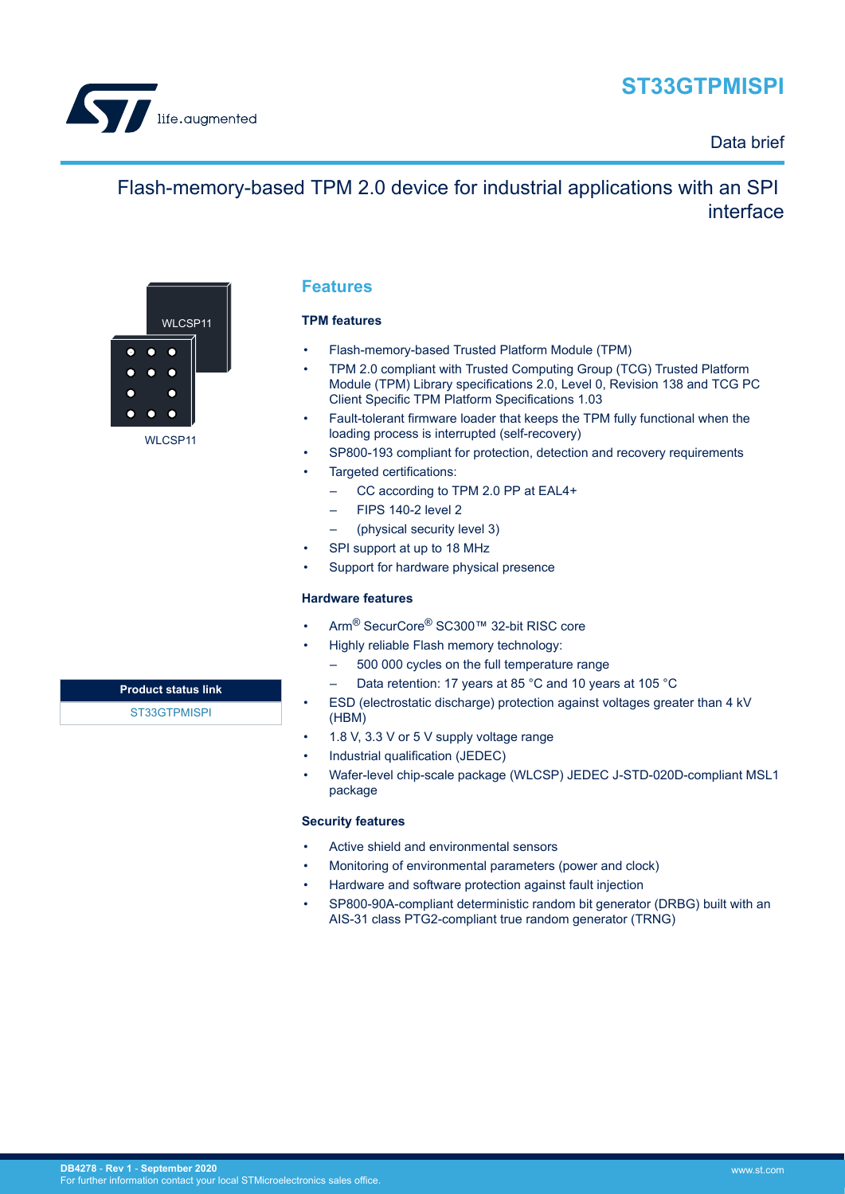# ST33GTPMISPI

Data brief

## Flash-memory-based TPM 2.0 device for industrial applications with an SPI interface

WLCSP11

WLCSP11

| Product status link |
| --- |
| ST33GTPMISPI |

## Features

### TPM features

- Flash-memory-based Trusted Platform Module (TPM)
- TPM 2.0 compliant with Trusted Computing Group (TCG) Trusted Platform Module (TPM) Library specifications 2.0, Level 0, Revision 138 and TCG PC Client Specific TPM Platform Specifications 1.03
- Fault-tolerant firmware loader that keeps the TPM fully functional when the loading process is interrupted (self-recovery)
- SP800-193 compliant for protection, detection and recovery requirements
- Targeted certifications:
  - CC according to TPM 2.0 PP at EAL4+
  - FIPS 140-2 level 2
  - (physical security level 3)
- SPI support at up to 18 MHz
- Support for hardware physical presence

### Hardware features

- Arm® SecurCore® SC300™ 32-bit RISC core
- Highly reliable Flash memory technology:
  - 500 000 cycles on the full temperature range
  - Data retention: 17 years at 85 °C and 10 years at 105 °C
- ESD (electrostatic discharge) protection against voltages greater than 4 kV (HBM)
- 1.8 V, 3.3 V or 5 V supply voltage range
- Industrial qualification (JEDEC)
- Wafer-level chip-scale package (WLCSP) JEDEC J-STD-020D-compliant MSL1 package

### Security features

- Active shield and environmental sensors
- Monitoring of environmental parameters (power and clock)
- Hardware and software protection against fault injection
- SP800-90A-compliant deterministic random bit generator (DRBG) built with an AIS-31 class PTG2-compliant true random generator (TRNG)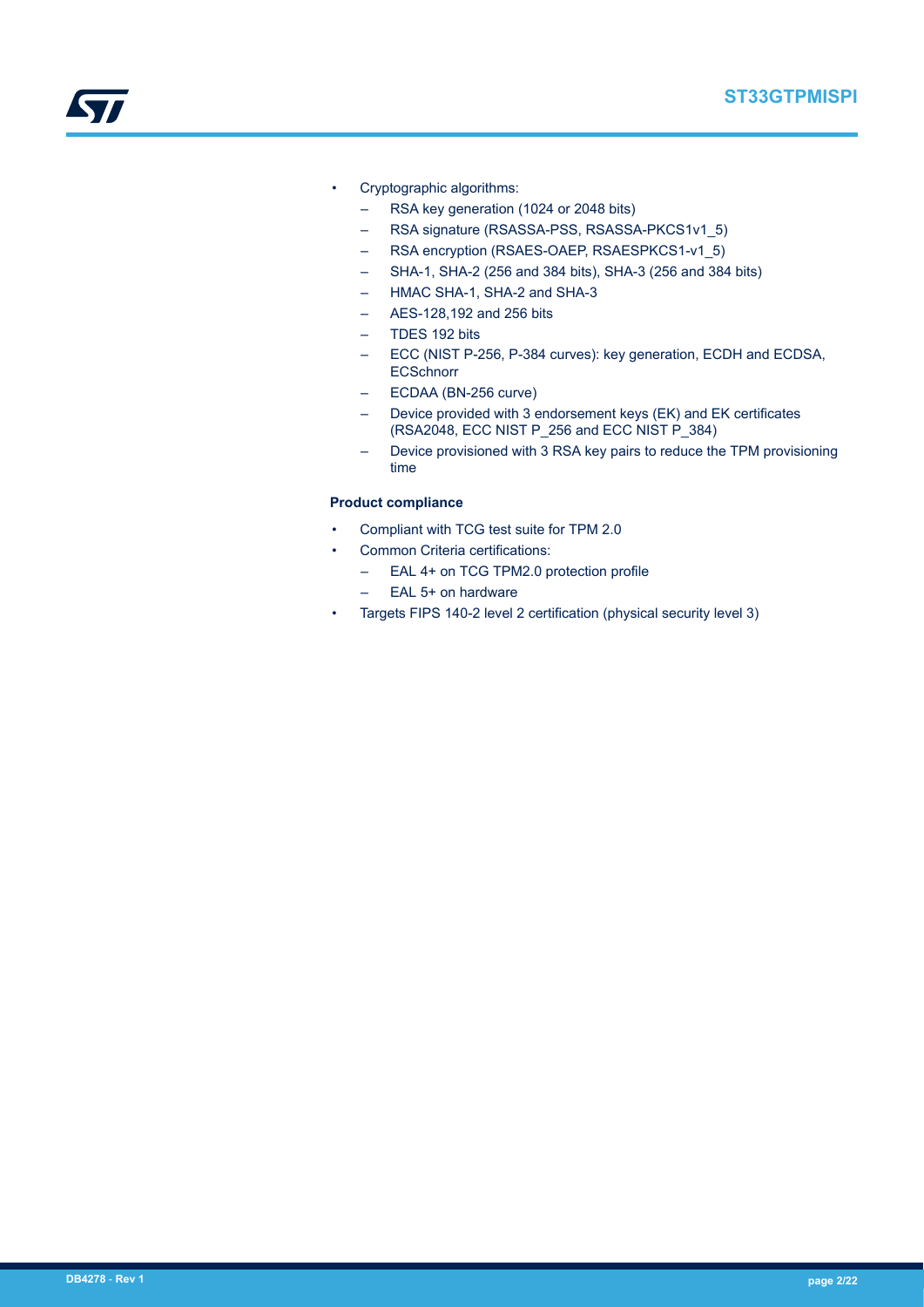- Cryptographic algorithms:
  - RSA key generation (1024 or 2048 bits)
  - RSA signature (RSASSA-PSS, RSASSA-PKCS1v1_5)
  - RSA encryption (RSAES-OAEP, RSAESPKCS1-v1_5)
  - SHA-1, SHA-2 (256 and 384 bits), SHA-3 (256 and 384 bits)
  - HMAC SHA-1, SHA-2 and SHA-3
  - AES-128,192 and 256 bits
  - TDES 192 bits
  - ECC (NIST P-256, P-384 curves): key generation, ECDH and ECDSA, ECSchnorr
  - ECDAA (BN-256 curve)
  - Device provided with 3 endorsement keys (EK) and EK certificates (RSA2048, ECC NIST P_256 and ECC NIST P_384)
  - Device provisioned with 3 RSA key pairs to reduce the TPM provisioning time

**Product compliance**

- Compliant with TCG test suite for TPM 2.0
- Common Criteria certifications:
  - EAL 4+ on TCG TPM2.0 protection profile
  - EAL 5+ on hardware
- Targets FIPS 140-2 level 2 certification (physical security level 3)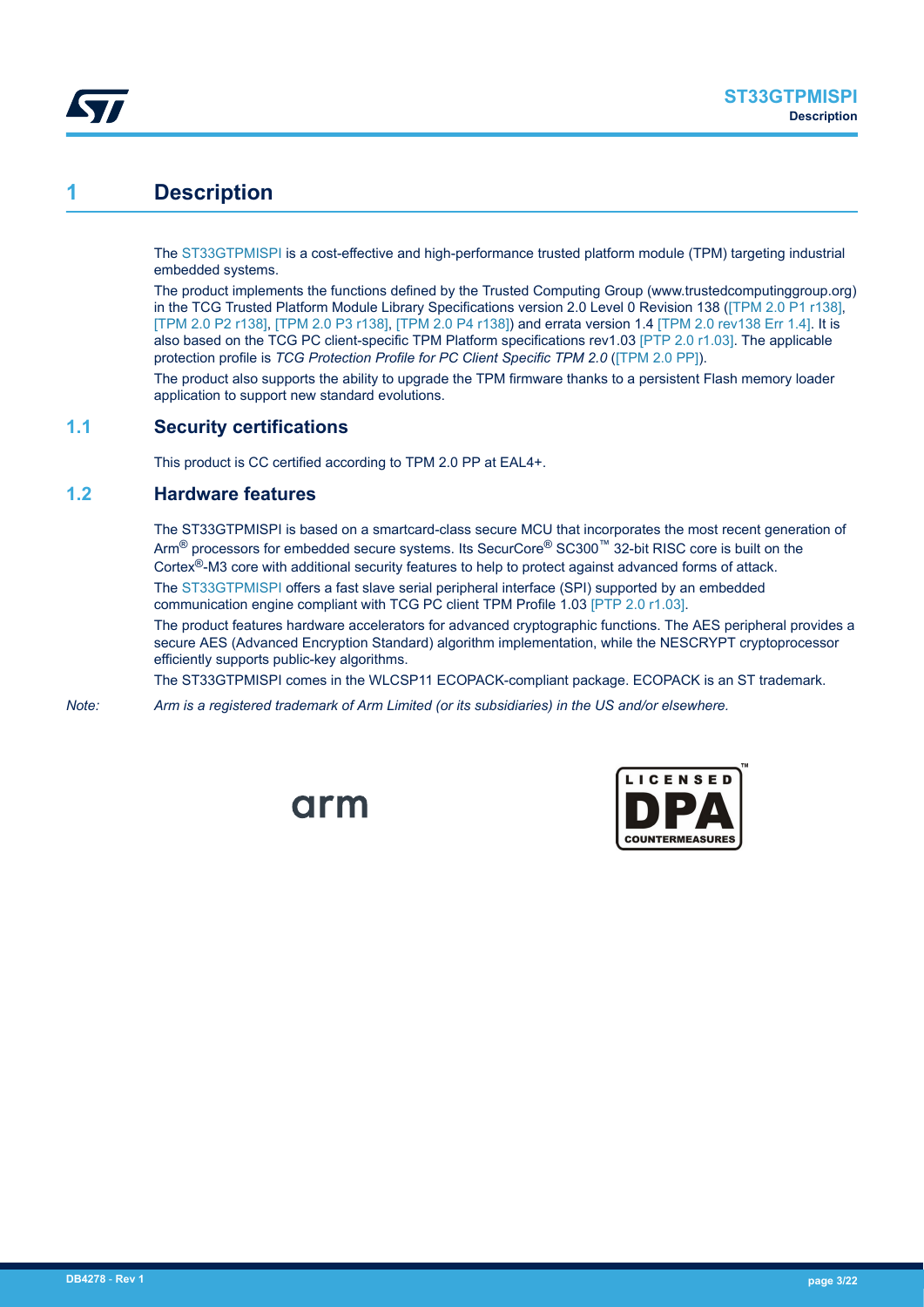# 1 Description

The ST33GTPMISPI is a cost-effective and high-performance trusted platform module (TPM) targeting industrial embedded systems.

The product implements the functions defined by the Trusted Computing Group (www.trustedcomputinggroup.org) in the TCG Trusted Platform Module Library Specifications version 2.0 Level 0 Revision 138 ([TPM 2.0 P1 r138], [TPM 2.0 P2 r138], [TPM 2.0 P3 r138], [TPM 2.0 P4 r138]) and errata version 1.4 [TPM 2.0 rev138 Err 1.4]. It is also based on the TCG PC client-specific TPM Platform specifications rev1.03 [PTP 2.0 r1.03]. The applicable protection profile is *TCG Protection Profile for PC Client Specific TPM 2.0* ([TPM 2.0 PP]).

The product also supports the ability to upgrade the TPM firmware thanks to a persistent Flash memory loader application to support new standard evolutions.

## 1.1 Security certifications

This product is CC certified according to TPM 2.0 PP at EAL4+.

## 1.2 Hardware features

The ST33GTPMISPI is based on a smartcard-class secure MCU that incorporates the most recent generation of Arm® processors for embedded secure systems. Its SecurCore® SC300™ 32-bit RISC core is built on the Cortex®-M3 core with additional security features to help to protect against advanced forms of attack.

The ST33GTPMISPI offers a fast slave serial peripheral interface (SPI) supported by an embedded communication engine compliant with TCG PC client TPM Profile 1.03 [PTP 2.0 r1.03].

The product features hardware accelerators for advanced cryptographic functions. The AES peripheral provides a secure AES (Advanced Encryption Standard) algorithm implementation, while the NESCRYPT cryptoprocessor efficiently supports public-key algorithms.

The ST33GTPMISPI comes in the WLCSP11 ECOPACK-compliant package. ECOPACK is an ST trademark.

*Note: Arm is a registered trademark of Arm Limited (or its subsidiaries) in the US and/or elsewhere.*

arm

LICENSED DPA COUNTERMEASURES™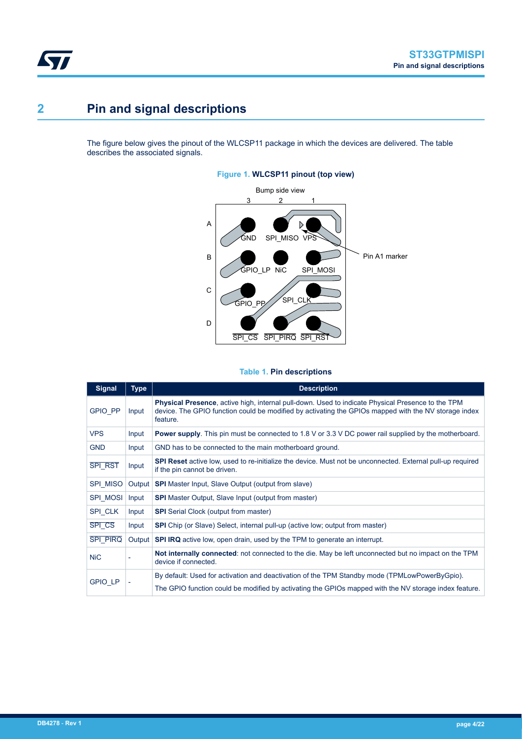# 2 Pin and signal descriptions

The figure below gives the pinout of the WLCSP11 package in which the devices are delivered. The table describes the associated signals.

**Figure 1. WLCSP11 pinout (top view)**

**Table 1. Pin descriptions**

| Signal | Type | Description |
| --- | --- | --- |
| GPIO_PP | Input | **Physical Presence**, active high, internal pull-down. Used to indicate Physical Presence to the TPM device. The GPIO function could be modified by activating the GPIOs mapped with the NV storage index feature. |
| VPS | Input | **Power supply**. This pin must be connected to 1.8 V or 3.3 V DC power rail supplied by the motherboard. |
| GND | Input | GND has to be connected to the main motherboard ground. |
| $\overline{\text{SPI\_RST}}$ | Input | **SPI Reset** active low, used to re-initialize the device. Must not be unconnected. External pull-up required if the pin cannot be driven. |
| SPI_MISO | Output | **SPI** Master Input, Slave Output (output from slave) |
| SPI_MOSI | Input | **SPI** Master Output, Slave Input (output from master) |
| SPI_CLK | Input | **SPI** Serial Clock (output from master) |
| $\overline{\text{SPI\_CS}}$ | Input | **SPI** Chip (or Slave) Select, internal pull-up (active low; output from master) |
| $\overline{\text{SPI\_PIRQ}}$ | Output | **SPI IRQ** active low, open drain, used by the TPM to generate an interrupt. |
| NiC | - | **Not internally connected**: not connected to the die. May be left unconnected but no impact on the TPM device if connected. |
| GPIO_LP | - | By default: Used for activation and deactivation of the TPM Standby mode (TPMLowPowerByGpio).<br>The GPIO function could be modified by activating the GPIOs mapped with the NV storage index feature. |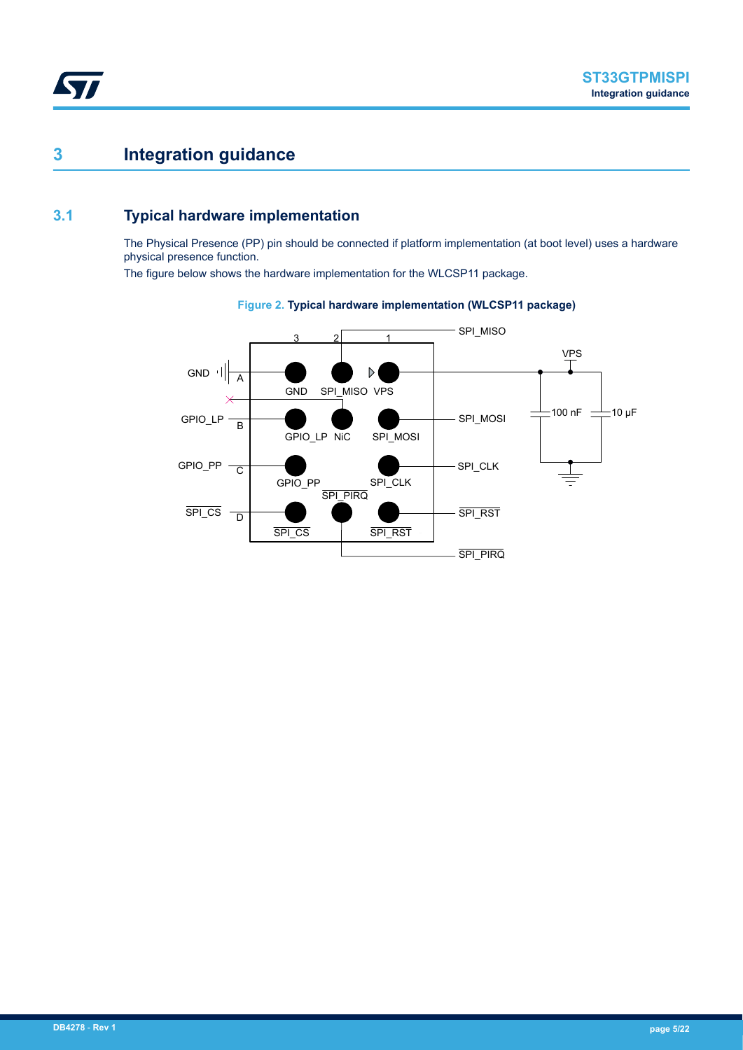# 3 Integration guidance

## 3.1 Typical hardware implementation

The Physical Presence (PP) pin should be connected if platform implementation (at boot level) uses a hardware physical presence function.

The figure below shows the hardware implementation for the WLCSP11 package.

**Figure 2. Typical hardware implementation (WLCSP11 package)**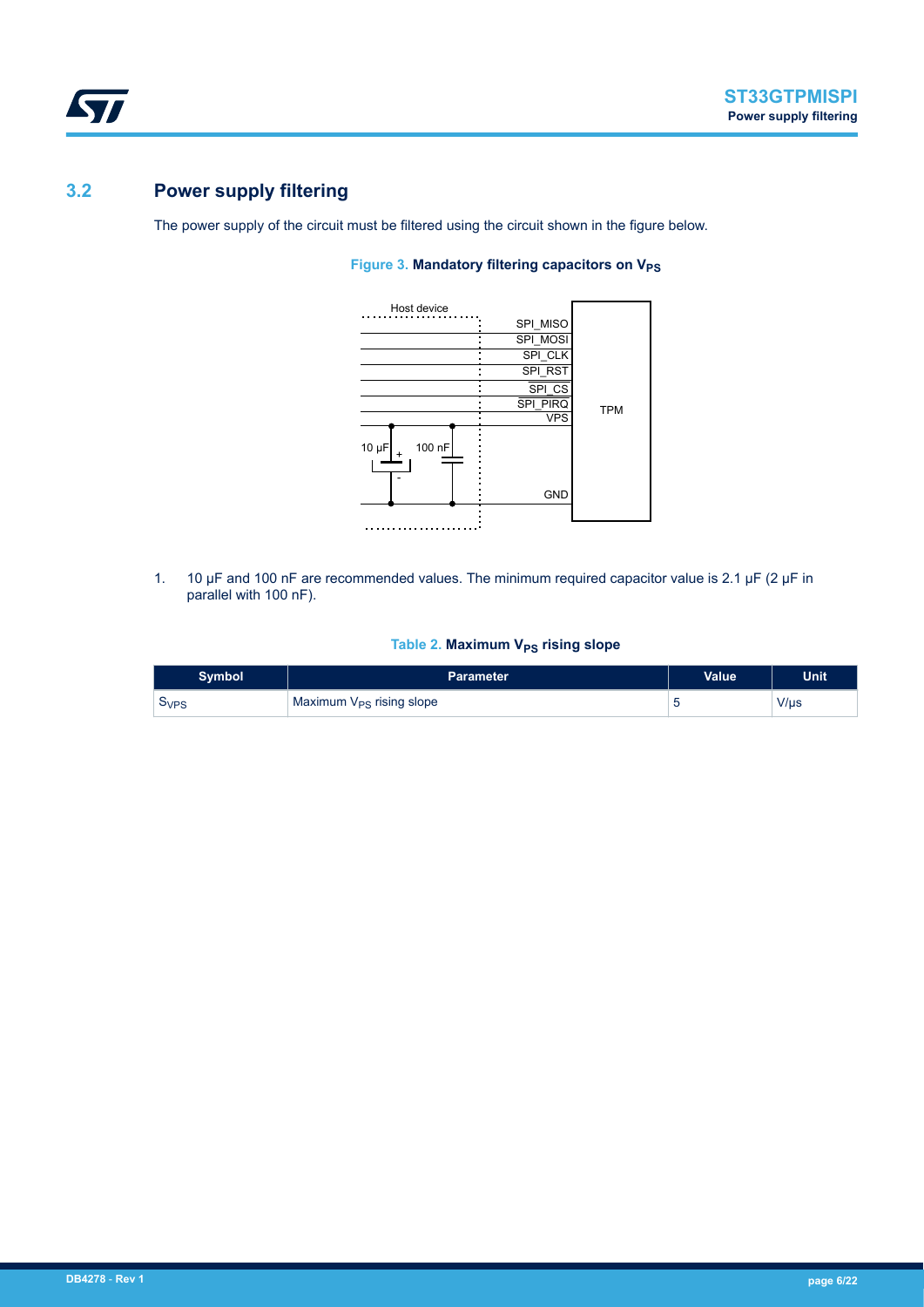## 3.2 Power supply filtering

The power supply of the circuit must be filtered using the circuit shown in the figure below.

**Figure 3. Mandatory filtering capacitors on $V_{PS}$**

1. 10 µF and 100 nF are recommended values. The minimum required capacitor value is 2.1 µF (2 µF in parallel with 100 nF).

**Table 2. Maximum $V_{PS}$ rising slope**

| Symbol | Parameter | Value | Unit |
|---|---|---|---|
| $S_{VPS}$ | Maximum $V_{PS}$ rising slope | 5 | V/µs |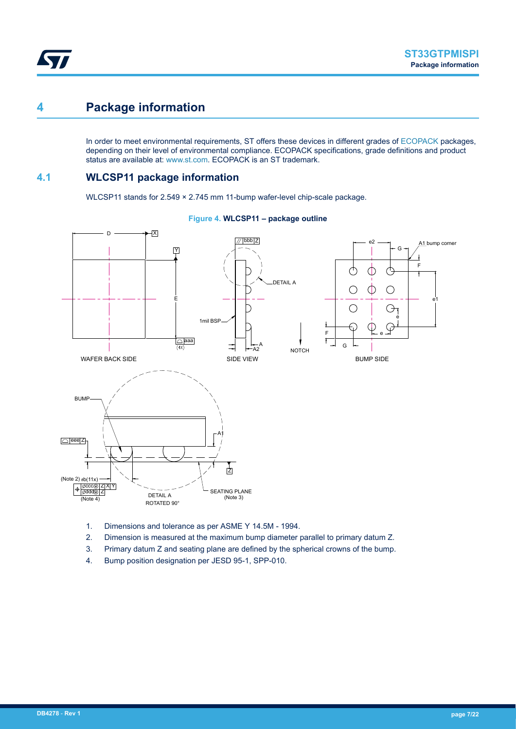# 4 Package information

In order to meet environmental requirements, ST offers these devices in different grades of ECOPACK packages, depending on their level of environmental compliance. ECOPACK specifications, grade definitions and product status are available at: www.st.com. ECOPACK is an ST trademark.

## 4.1 WLCSP11 package information

WLCSP11 stands for 2.549 × 2.745 mm 11-bump wafer-level chip-scale package.

**Figure 4. WLCSP11 – package outline**

1. Dimensions and tolerance as per ASME Y 14.5M - 1994.
2. Dimension is measured at the maximum bump diameter parallel to primary datum Z.
3. Primary datum Z and seating plane are defined by the spherical crowns of the bump.
4. Bump position designation per JESD 95-1, SPP-010.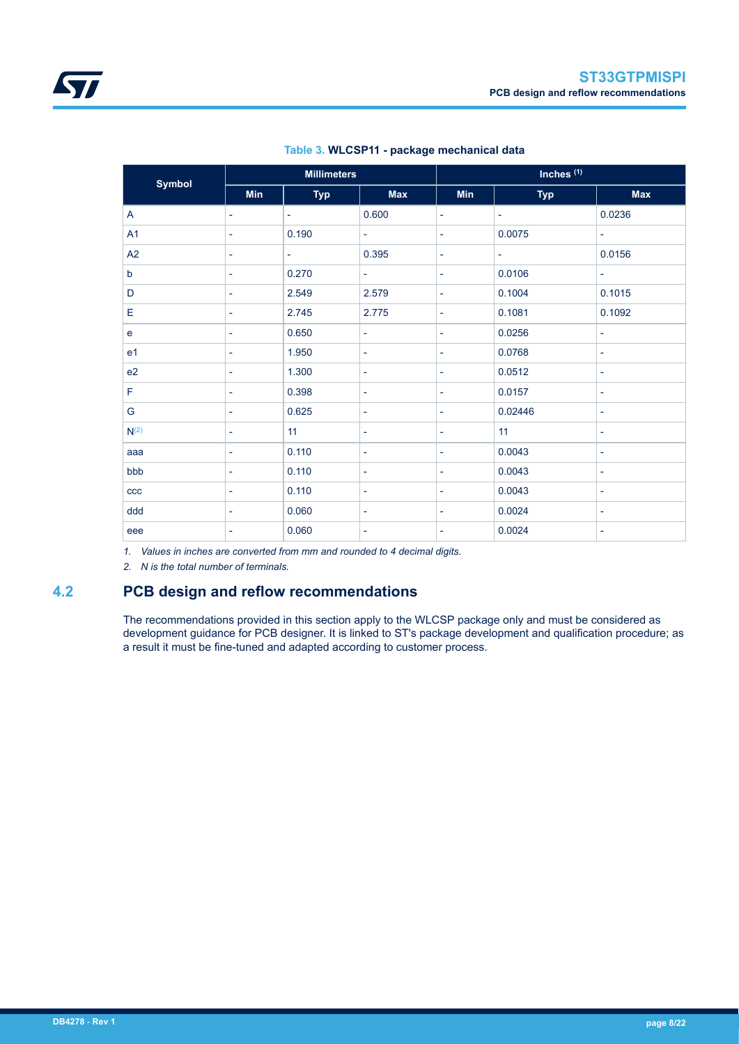**Table 3. WLCSP11 - package mechanical data**

| Symbol | Millimeters | | | Inches [(1)] | | |
|---|---|---|---|---|---|---|
| | Min | Typ | Max | Min | Typ | Max |
| A | - | - | 0.600 | - | - | 0.0236 |
| A1 | - | 0.190 | - | - | 0.0075 | - |
| A2 | - | - | 0.395 | - | - | 0.0156 |
| b | - | 0.270 | - | - | 0.0106 | - |
| D | - | 2.549 | 2.579 | - | 0.1004 | 0.1015 |
| E | - | 2.745 | 2.775 | - | 0.1081 | 0.1092 |
| e | - | 0.650 | - | - | 0.0256 | - |
| e1 | - | 1.950 | - | - | 0.0768 | - |
| e2 | - | 1.300 | - | - | 0.0512 | - |
| F | - | 0.398 | - | - | 0.0157 | - |
| G | - | 0.625 | - | - | 0.02446 | - |
| N[(2)] | - | 11 | - | - | 11 | - |
| aaa | - | 0.110 | - | - | 0.0043 | - |
| bbb | - | 0.110 | - | - | 0.0043 | - |
| ccc | - | 0.110 | - | - | 0.0043 | - |
| ddd | - | 0.060 | - | - | 0.0024 | - |
| eee | - | 0.060 | - | - | 0.0024 | - |

1. *Values in inches are converted from mm and rounded to 4 decimal digits.*
2. *N is the total number of terminals.*

## 4.2 PCB design and reflow recommendations

The recommendations provided in this section apply to the WLCSP package only and must be considered as development guidance for PCB designer. It is linked to ST's package development and qualification procedure; as a result it must be fine-tuned and adapted according to customer process.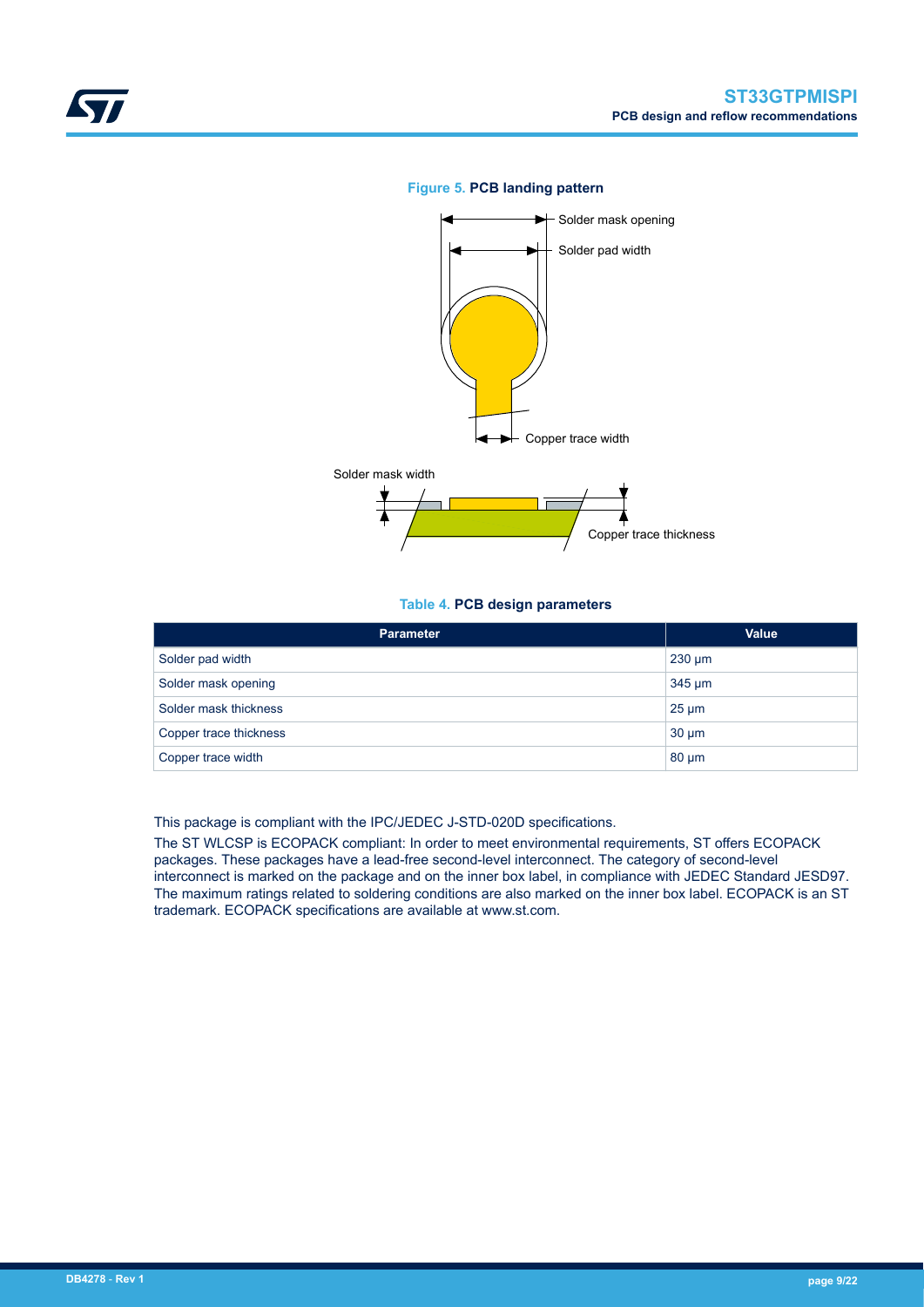**Figure 5. PCB landing pattern**

Solder mask opening

Solder pad width

Copper trace width

Solder mask width

Copper trace thickness

**Table 4. PCB design parameters**

| Parameter | Value |
| --- | --- |
| Solder pad width | 230 µm |
| Solder mask opening | 345 µm |
| Solder mask thickness | 25 µm |
| Copper trace thickness | 30 µm |
| Copper trace width | 80 µm |

This package is compliant with the IPC/JEDEC J-STD-020D specifications.

The ST WLCSP is ECOPACK compliant: In order to meet environmental requirements, ST offers ECOPACK packages. These packages have a lead-free second-level interconnect. The category of second-level interconnect is marked on the package and on the inner box label, in compliance with JEDEC Standard JESD97. The maximum ratings related to soldering conditions are also marked on the inner box label. ECOPACK is an ST trademark. ECOPACK specifications are available at www.st.com.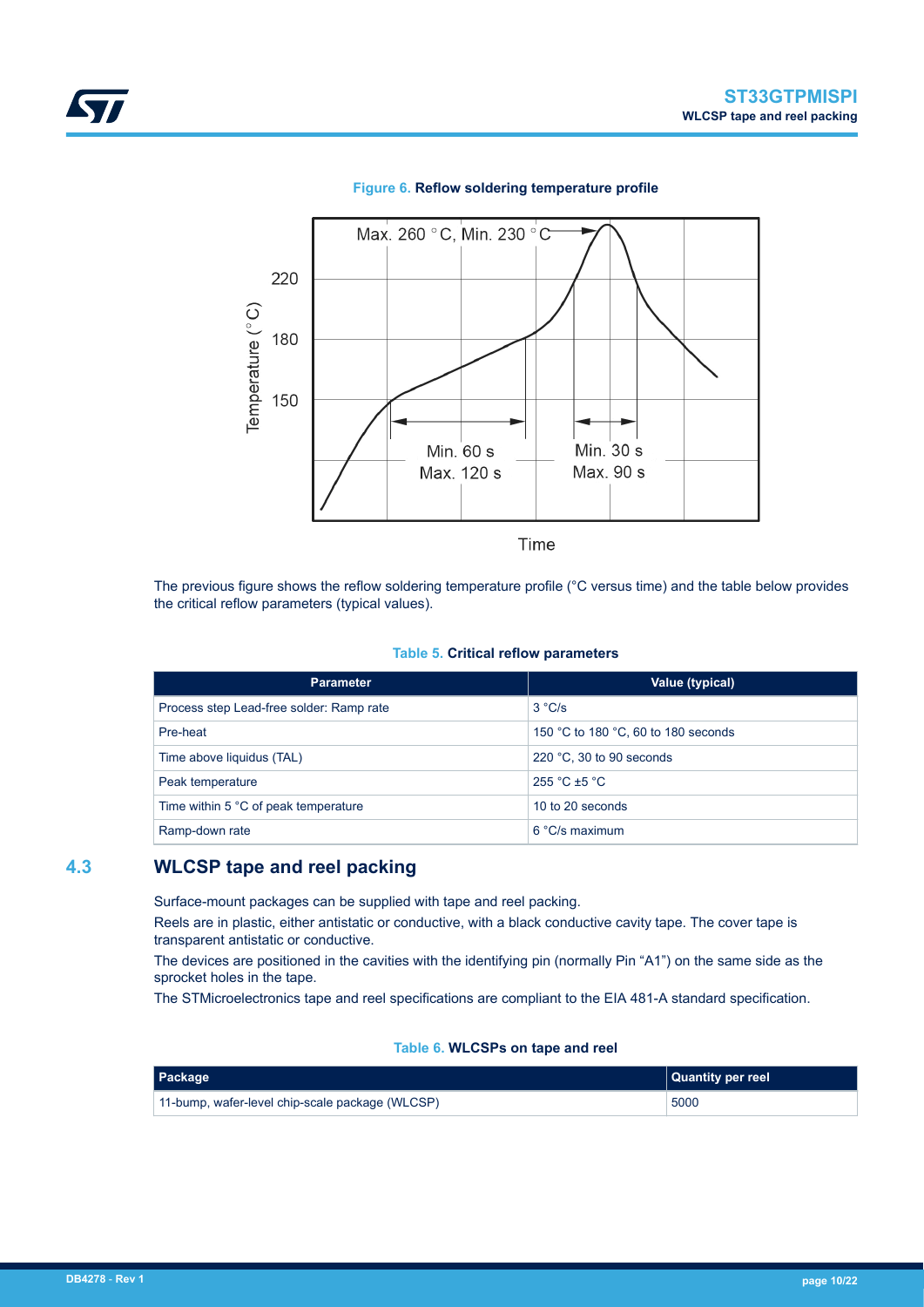**Figure 6.** Reflow soldering temperature profile

The previous figure shows the reflow soldering temperature profile (°C versus time) and the table below provides the critical reflow parameters (typical values).

**Table 5.** Critical reflow parameters

| Parameter | Value (typical) |
|---|---|
| Process step Lead-free solder: Ramp rate | 3 °C/s |
| Pre-heat | 150 °C to 180 °C, 60 to 180 seconds |
| Time above liquidus (TAL) | 220 °C, 30 to 90 seconds |
| Peak temperature | 255 °C ±5 °C |
| Time within 5 °C of peak temperature | 10 to 20 seconds |
| Ramp-down rate | 6 °C/s maximum |

## 4.3 WLCSP tape and reel packing

Surface-mount packages can be supplied with tape and reel packing.

Reels are in plastic, either antistatic or conductive, with a black conductive cavity tape. The cover tape is transparent antistatic or conductive.

The devices are positioned in the cavities with the identifying pin (normally Pin "A1") on the same side as the sprocket holes in the tape.

The STMicroelectronics tape and reel specifications are compliant to the EIA 481-A standard specification.

**Table 6.** WLCSPs on tape and reel

| Package | Quantity per reel |
|---|---|
| 11-bump, wafer-level chip-scale package (WLCSP) | 5000 |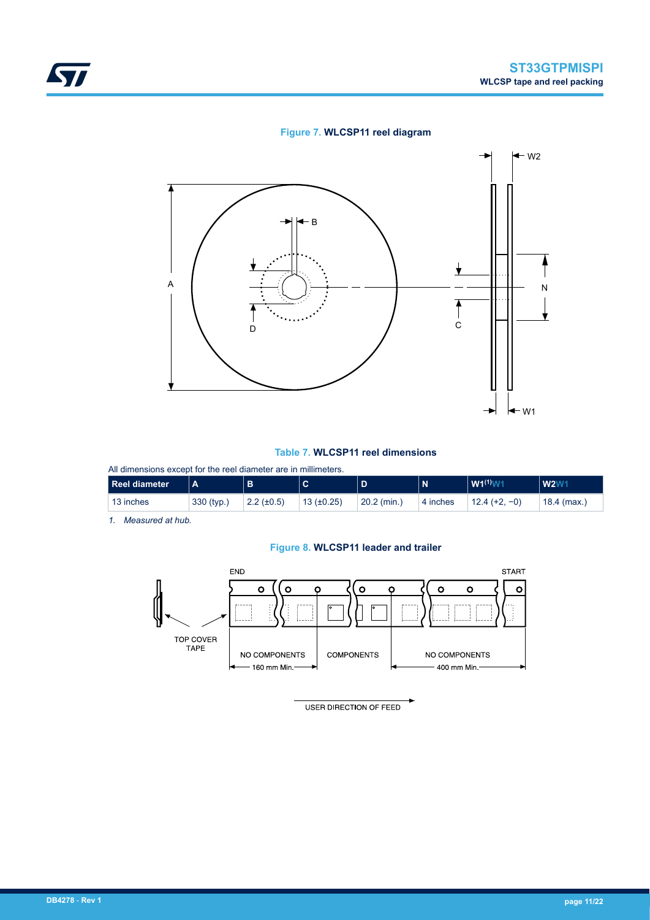**Figure 7. WLCSP11 reel diagram**

**Table 7. WLCSP11 reel dimensions**

All dimensions except for the reel diameter are in millimeters.

| Reel diameter | A | B | C | D | N | W1[(1)] | W2 |
|---|---|---|---|---|---|---|---|
| 13 inches | 330 (typ.) | 2.2 (±0.5) | 13 (±0.25) | 20.2 (min.) | 4 inches | 12.4 (+2, −0) | 18.4 (max.) |

*1. Measured at hub.*

**Figure 8. WLCSP11 leader and trailer**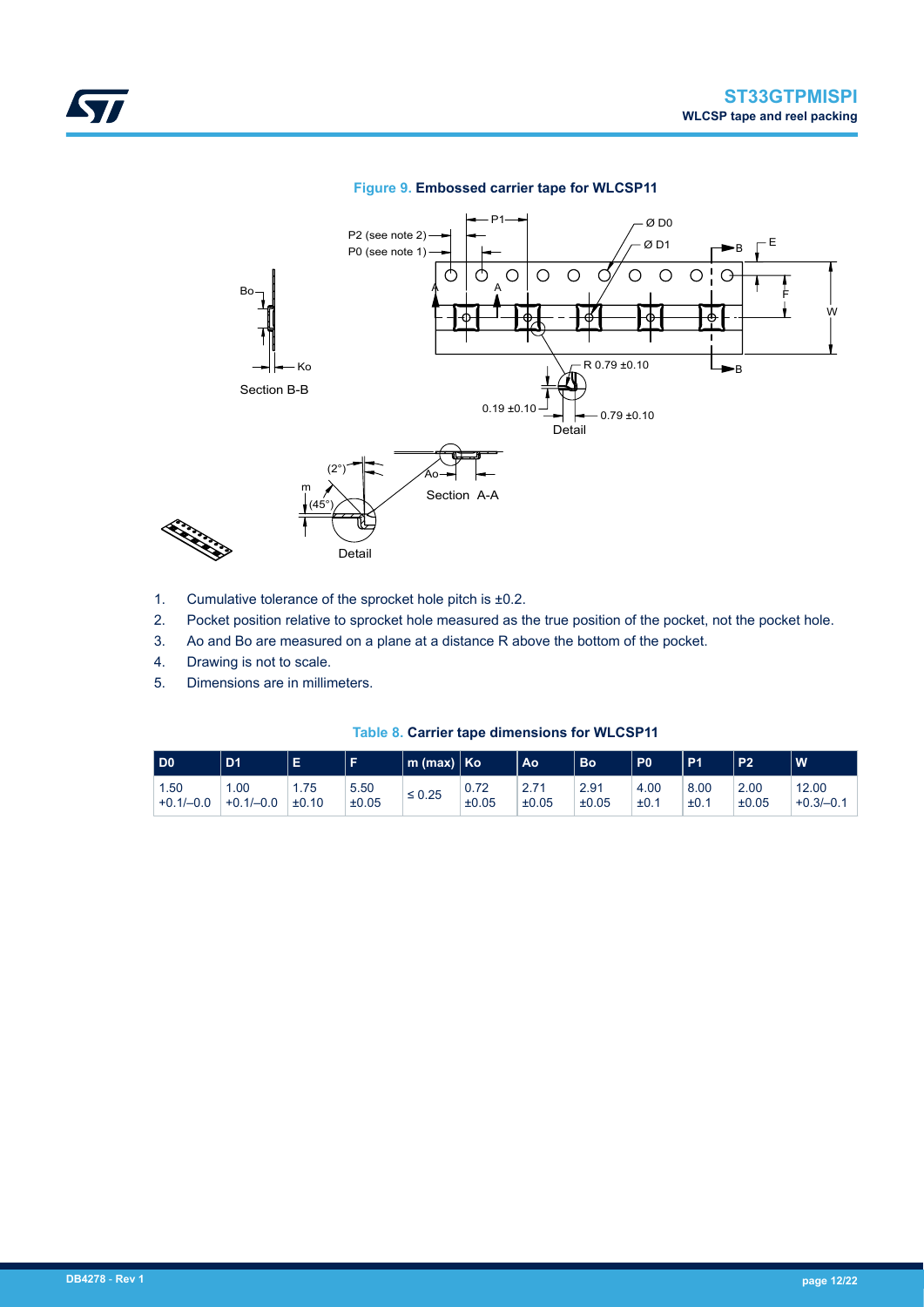**Figure 9. Embossed carrier tape for WLCSP11**

1. Cumulative tolerance of the sprocket hole pitch is ±0.2.
2. Pocket position relative to sprocket hole measured as the true position of the pocket, not the pocket hole.
3. Ao and Bo are measured on a plane at a distance R above the bottom of the pocket.
4. Drawing is not to scale.
5. Dimensions are in millimeters.

**Table 8. Carrier tape dimensions for WLCSP11**

| D0 | D1 | E | F | m (max) | Ko | Ao | Bo | P0 | P1 | P2 | W |
|---|---|---|---|---|---|---|---|---|---|---|---|
| 1.50 +0.1/–0.0 | 1.00 +0.1/–0.0 | 1.75 ±0.10 | 5.50 ±0.05 | ≤ 0.25 | 0.72 ±0.05 | 2.71 ±0.05 | 2.91 ±0.05 | 4.00 ±0.1 | 8.00 ±0.1 | 2.00 ±0.05 | 12.00 +0.3/–0.1 |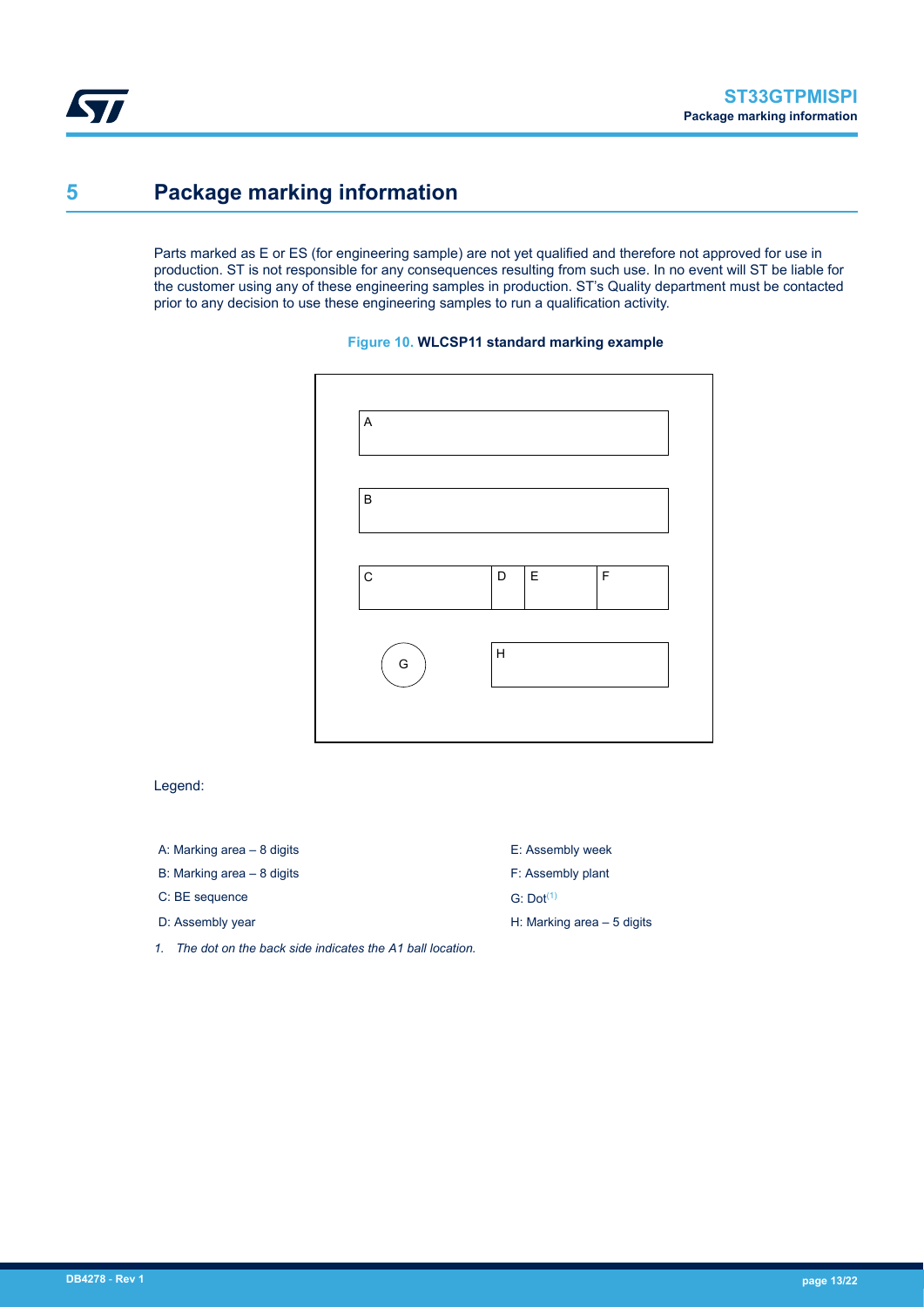# 5 Package marking information

Parts marked as E or ES (for engineering sample) are not yet qualified and therefore not approved for use in production. ST is not responsible for any consequences resulting from such use. In no event will ST be liable for the customer using any of these engineering samples in production. ST's Quality department must be contacted prior to any decision to use these engineering samples to run a qualification activity.

**Figure 10. WLCSP11 standard marking example**

Legend:

- A: Marking area – 8 digits
- B: Marking area – 8 digits
- C: BE sequence
- D: Assembly year
- E: Assembly week
- F: Assembly plant
- G: Dot[1]
- H: Marking area – 5 digits

*1. The dot on the back side indicates the A1 ball location.*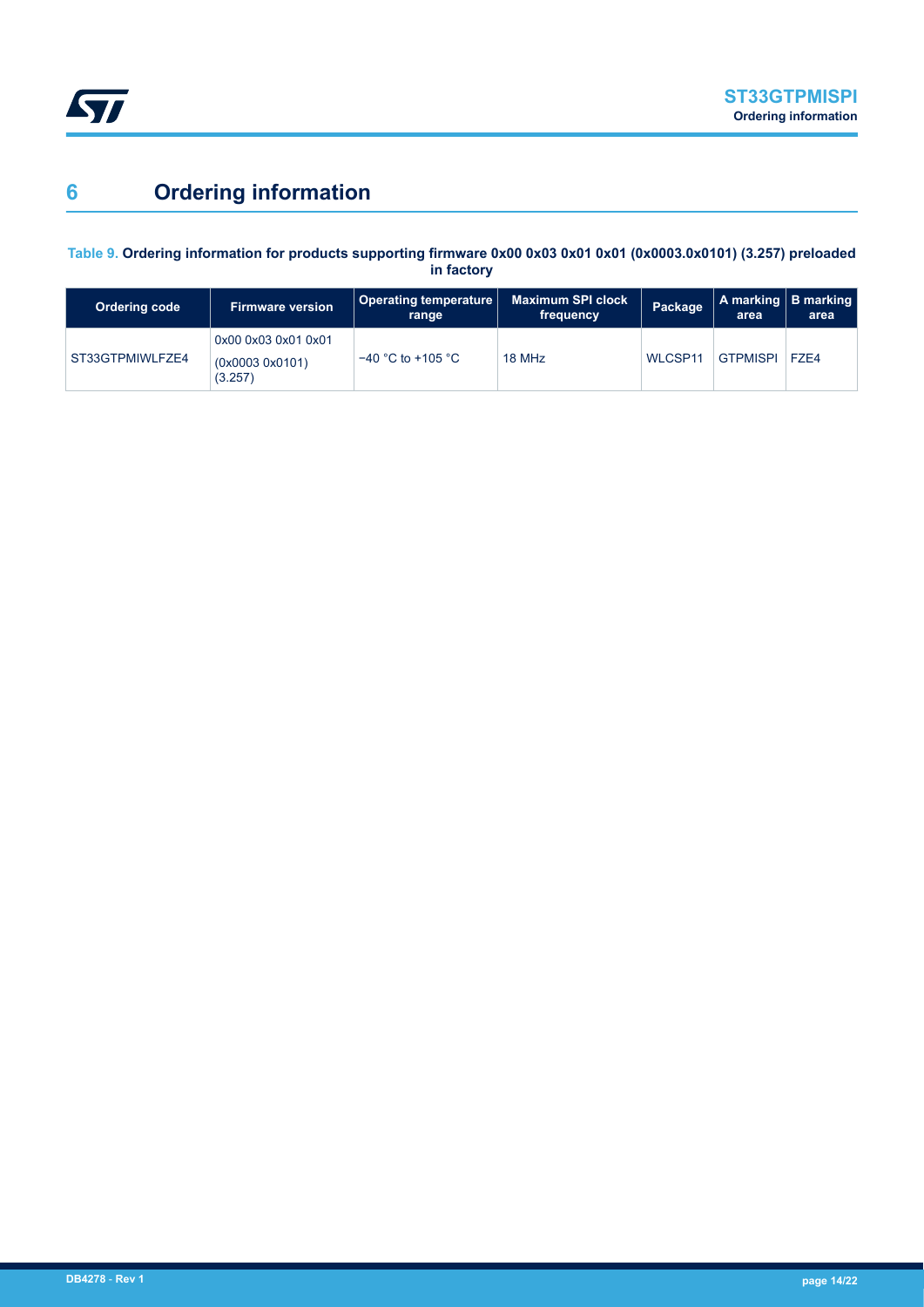# 6 Ordering information

**Table 9. Ordering information for products supporting firmware 0x00 0x03 0x01 0x01 (0x0003.0x0101) (3.257) preloaded in factory**

| Ordering code | Firmware version | Operating temperature range | Maximum SPI clock frequency | Package | A marking area | B marking area |
|---|---|---|---|---|---|---|
| ST33GTPMIWLFZE4 | 0x00 0x03 0x01 0x01 (0x0003 0x0101) (3.257) | −40 °C to +105 °C | 18 MHz | WLCSP11 | GTPMISPI | FZE4 |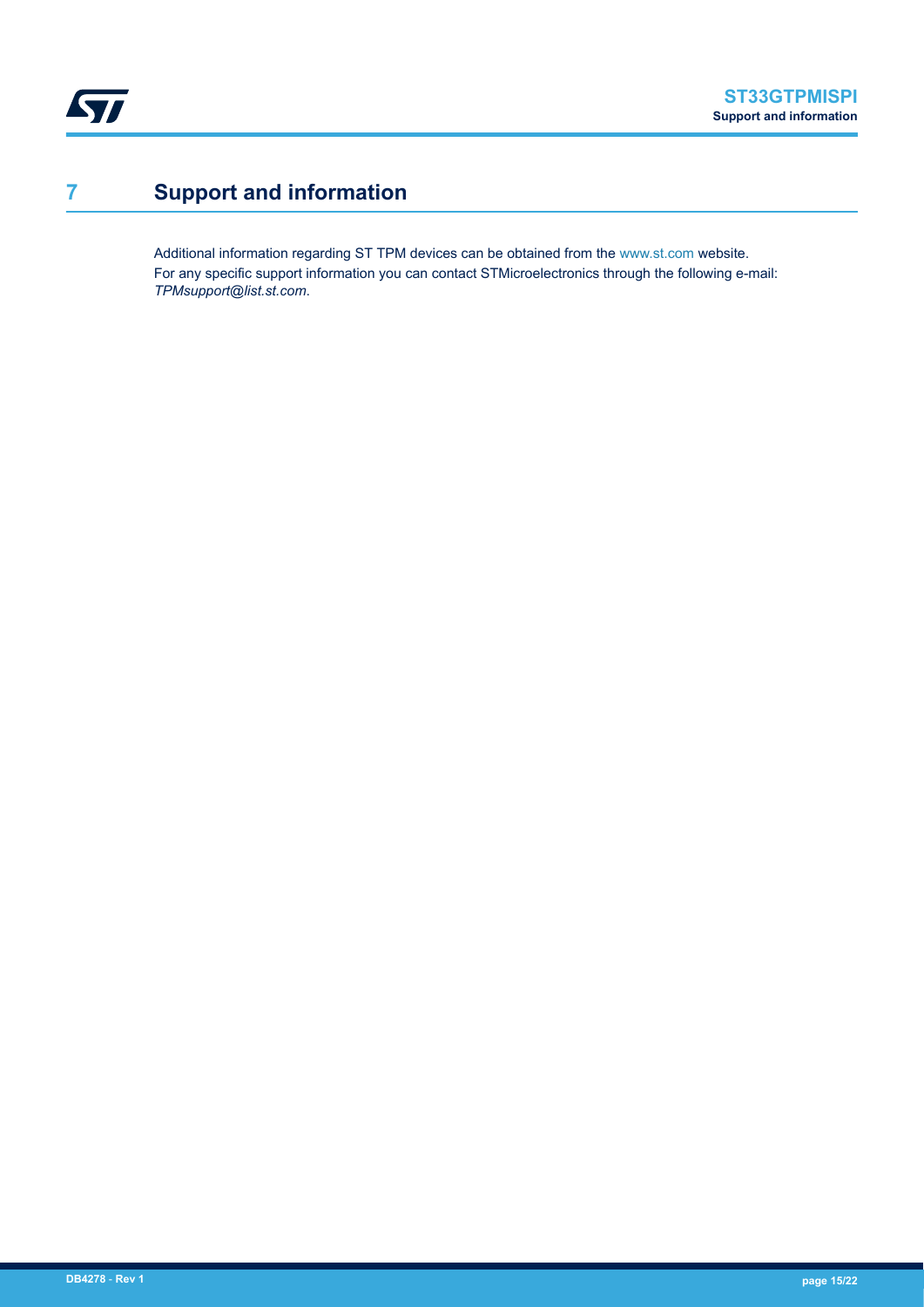# 7 Support and information

Additional information regarding ST TPM devices can be obtained from the www.st.com website.

For any specific support information you can contact STMicroelectronics through the following e-mail: *TPMsupport@list.st.com*.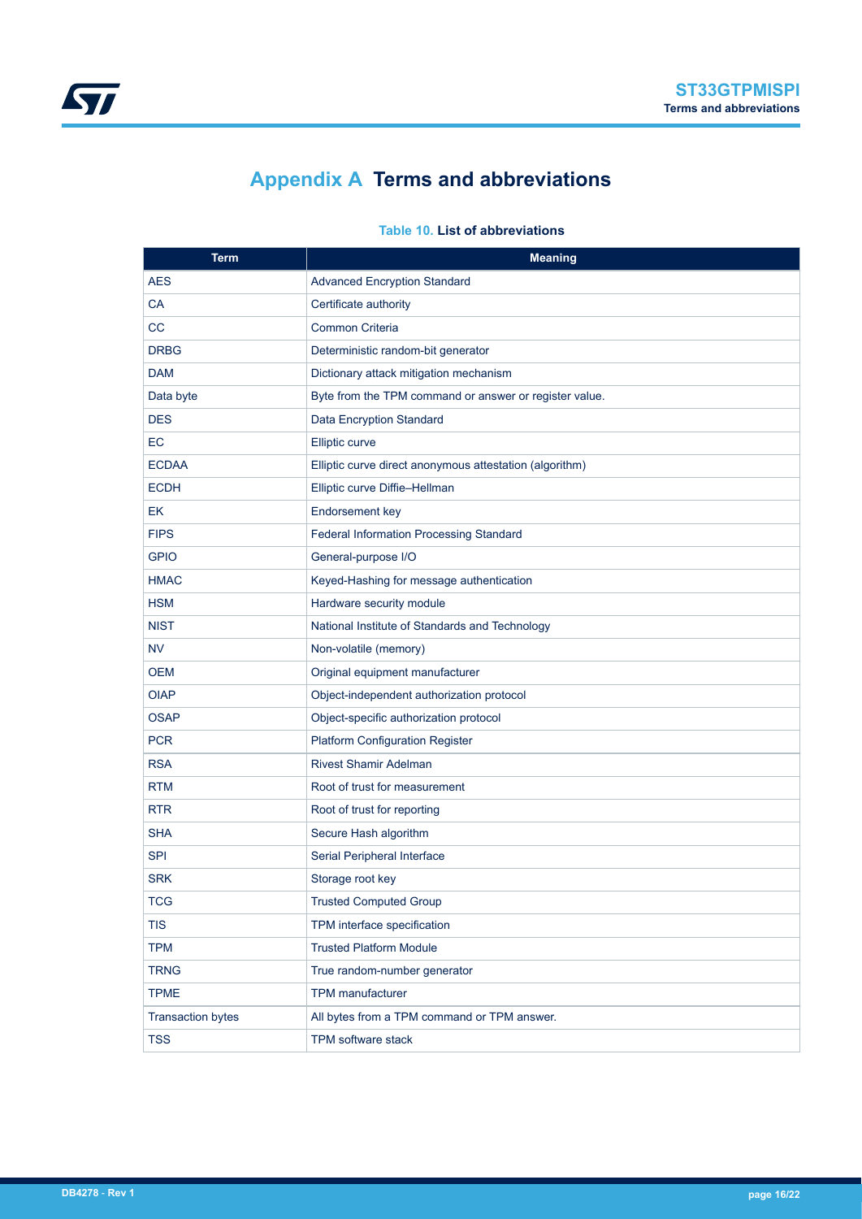# Appendix A Terms and abbreviations

**Table 10. List of abbreviations**

| Term | Meaning |
|---|---|
| AES | Advanced Encryption Standard |
| CA | Certificate authority |
| CC | Common Criteria |
| DRBG | Deterministic random-bit generator |
| DAM | Dictionary attack mitigation mechanism |
| Data byte | Byte from the TPM command or answer or register value. |
| DES | Data Encryption Standard |
| EC | Elliptic curve |
| ECDAA | Elliptic curve direct anonymous attestation (algorithm) |
| ECDH | Elliptic curve Diffie–Hellman |
| EK | Endorsement key |
| FIPS | Federal Information Processing Standard |
| GPIO | General-purpose I/O |
| HMAC | Keyed-Hashing for message authentication |
| HSM | Hardware security module |
| NIST | National Institute of Standards and Technology |
| NV | Non-volatile (memory) |
| OEM | Original equipment manufacturer |
| OIAP | Object-independent authorization protocol |
| OSAP | Object-specific authorization protocol |
| PCR | Platform Configuration Register |
| RSA | Rivest Shamir Adelman |
| RTM | Root of trust for measurement |
| RTR | Root of trust for reporting |
| SHA | Secure Hash algorithm |
| SPI | Serial Peripheral Interface |
| SRK | Storage root key |
| TCG | Trusted Computed Group |
| TIS | TPM interface specification |
| TPM | Trusted Platform Module |
| TRNG | True random-number generator |
| TPME | TPM manufacturer |
| Transaction bytes | All bytes from a TPM command or TPM answer. |
| TSS | TPM software stack |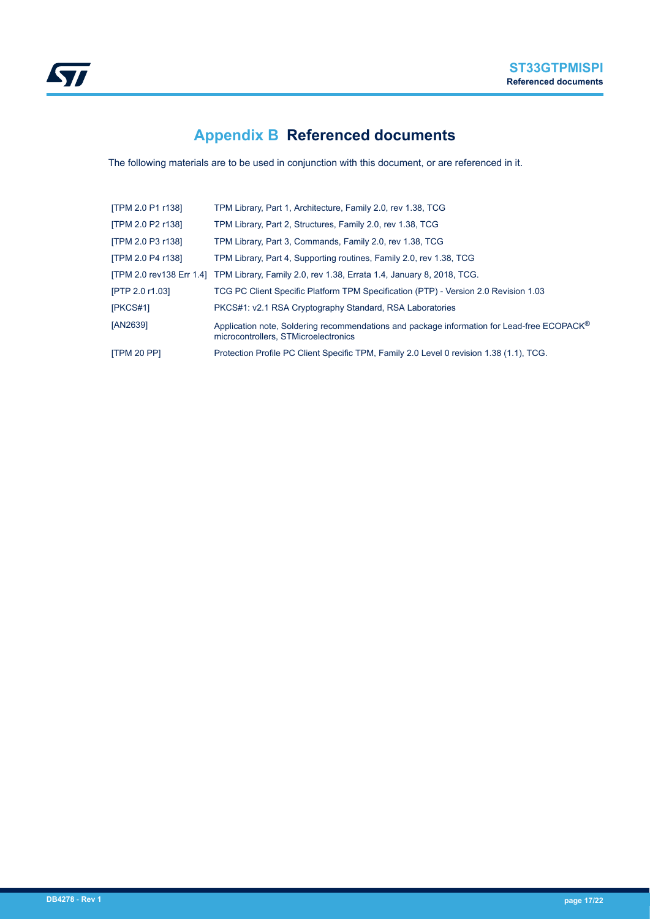# Appendix B Referenced documents

The following materials are to be used in conjunction with this document, or are referenced in it.

| | |
|---|---|
| [TPM 2.0 P1 r138] | TPM Library, Part 1, Architecture, Family 2.0, rev 1.38, TCG |
| [TPM 2.0 P2 r138] | TPM Library, Part 2, Structures, Family 2.0, rev 1.38, TCG |
| [TPM 2.0 P3 r138] | TPM Library, Part 3, Commands, Family 2.0, rev 1.38, TCG |
| [TPM 2.0 P4 r138] | TPM Library, Part 4, Supporting routines, Family 2.0, rev 1.38, TCG |
| [TPM 2.0 rev138 Err 1.4] | TPM Library, Family 2.0, rev 1.38, Errata 1.4, January 8, 2018, TCG. |
| [PTP 2.0 r1.03] | TCG PC Client Specific Platform TPM Specification (PTP) - Version 2.0 Revision 1.03 |
| [PKCS#1] | PKCS#1: v2.1 RSA Cryptography Standard, RSA Laboratories |
| [AN2639] | Application note, Soldering recommendations and package information for Lead-free ECOPACK® microcontrollers, STMicroelectronics |
| [TPM 20 PP] | Protection Profile PC Client Specific TPM, Family 2.0 Level 0 revision 1.38 (1.1), TCG. |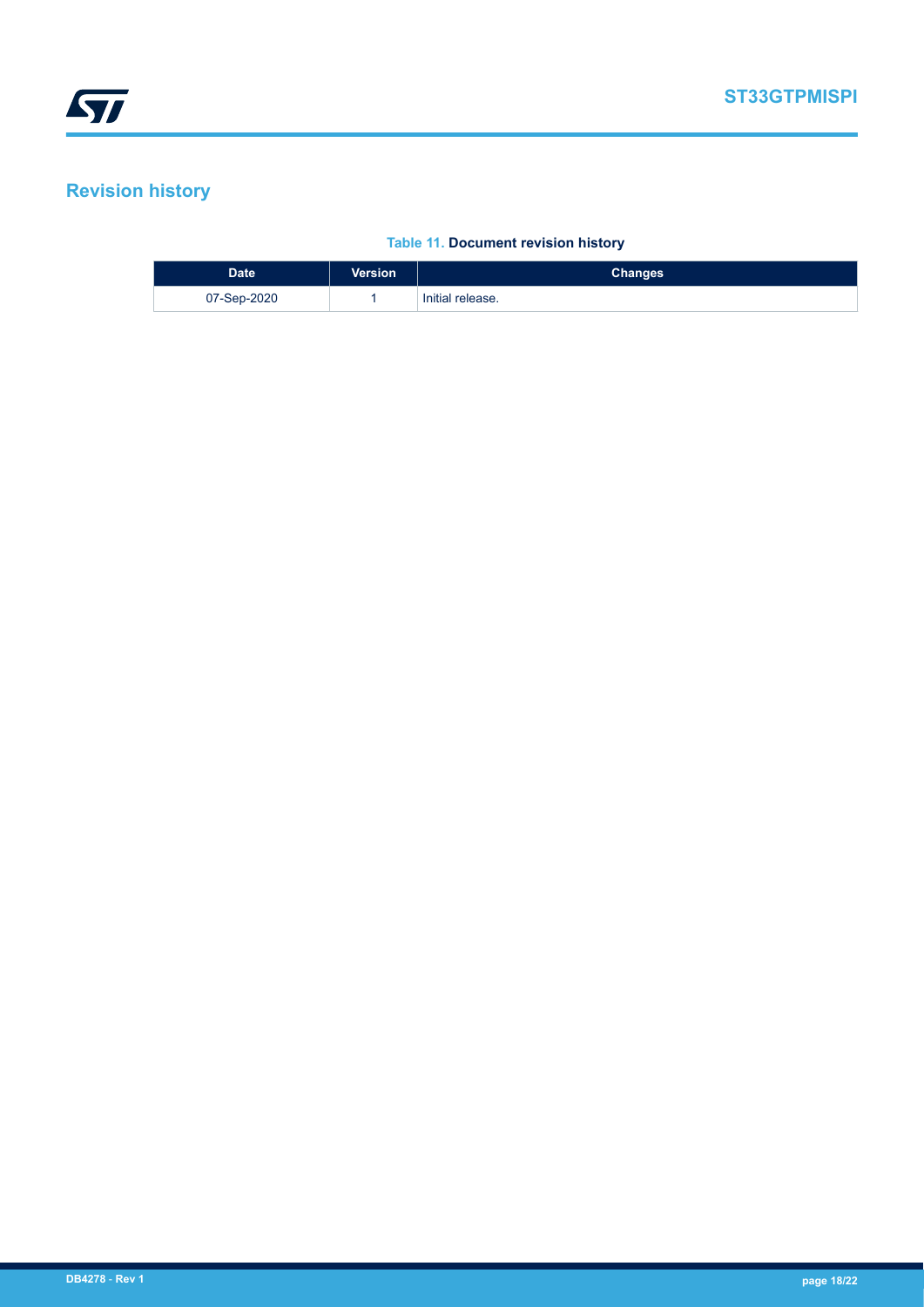# Revision history

**Table 11. Document revision history**

| Date | Version | Changes |
|---|---|---|
| 07-Sep-2020 | 1 | Initial release. |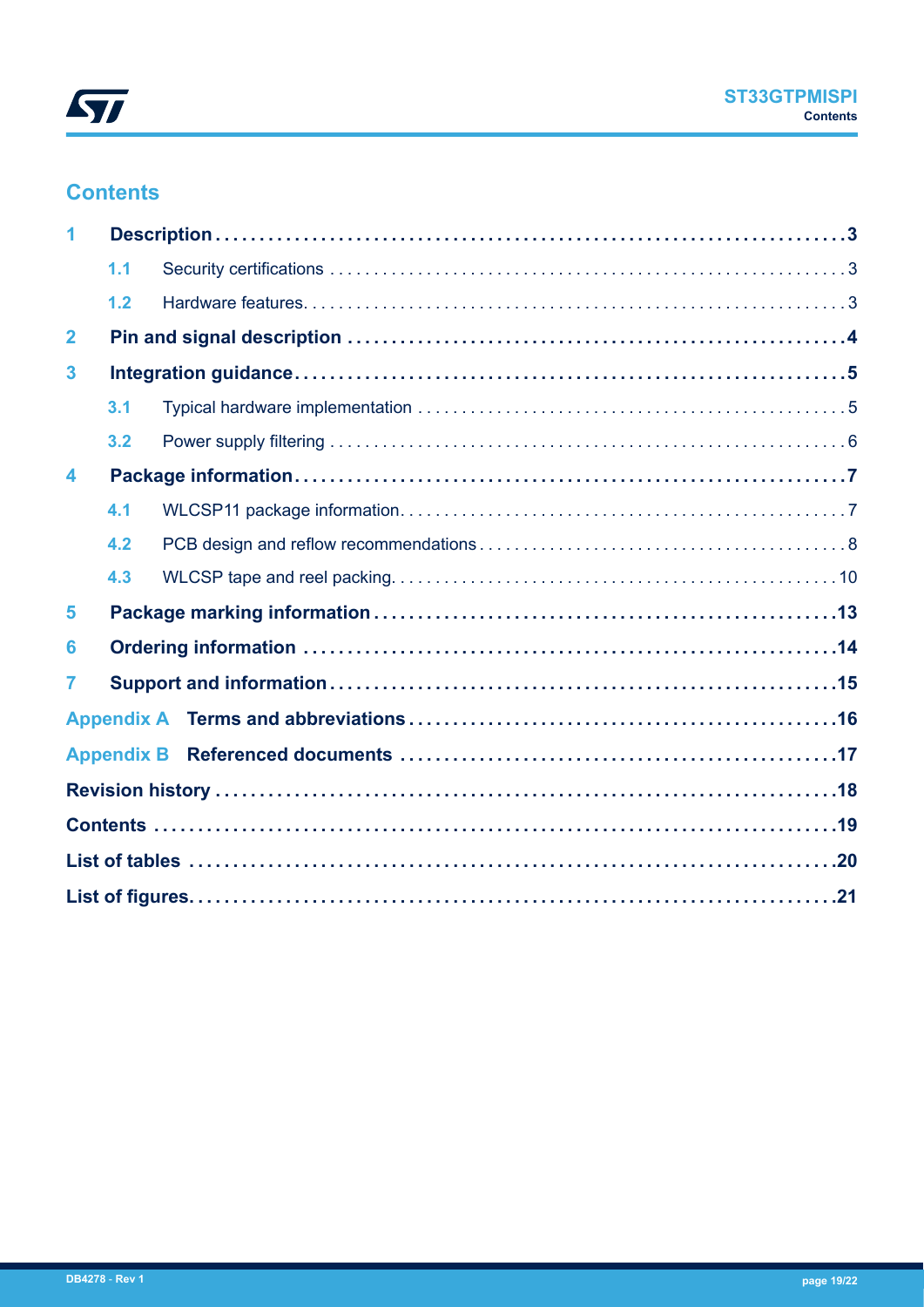# Contents

| | | |
|---|---|---|
| **1** | **Description** | **3** |
| 1.1 | Security certifications | 3 |
| 1.2 | Hardware features | 3 |
| **2** | **Pin and signal description** | **4** |
| **3** | **Integration guidance** | **5** |
| 3.1 | Typical hardware implementation | 5 |
| 3.2 | Power supply filtering | 6 |
| **4** | **Package information** | **7** |
| 4.1 | WLCSP11 package information | 7 |
| 4.2 | PCB design and reflow recommendations | 8 |
| 4.3 | WLCSP tape and reel packing | 10 |
| **5** | **Package marking information** | **13** |
| **6** | **Ordering information** | **14** |
| **7** | **Support and information** | **15** |
| **Appendix A** | **Terms and abbreviations** | **16** |
| **Appendix B** | **Referenced documents** | **17** |
| | **Revision history** | **18** |
| | **Contents** | **19** |
| | **List of tables** | **20** |
| | **List of figures** | **21** |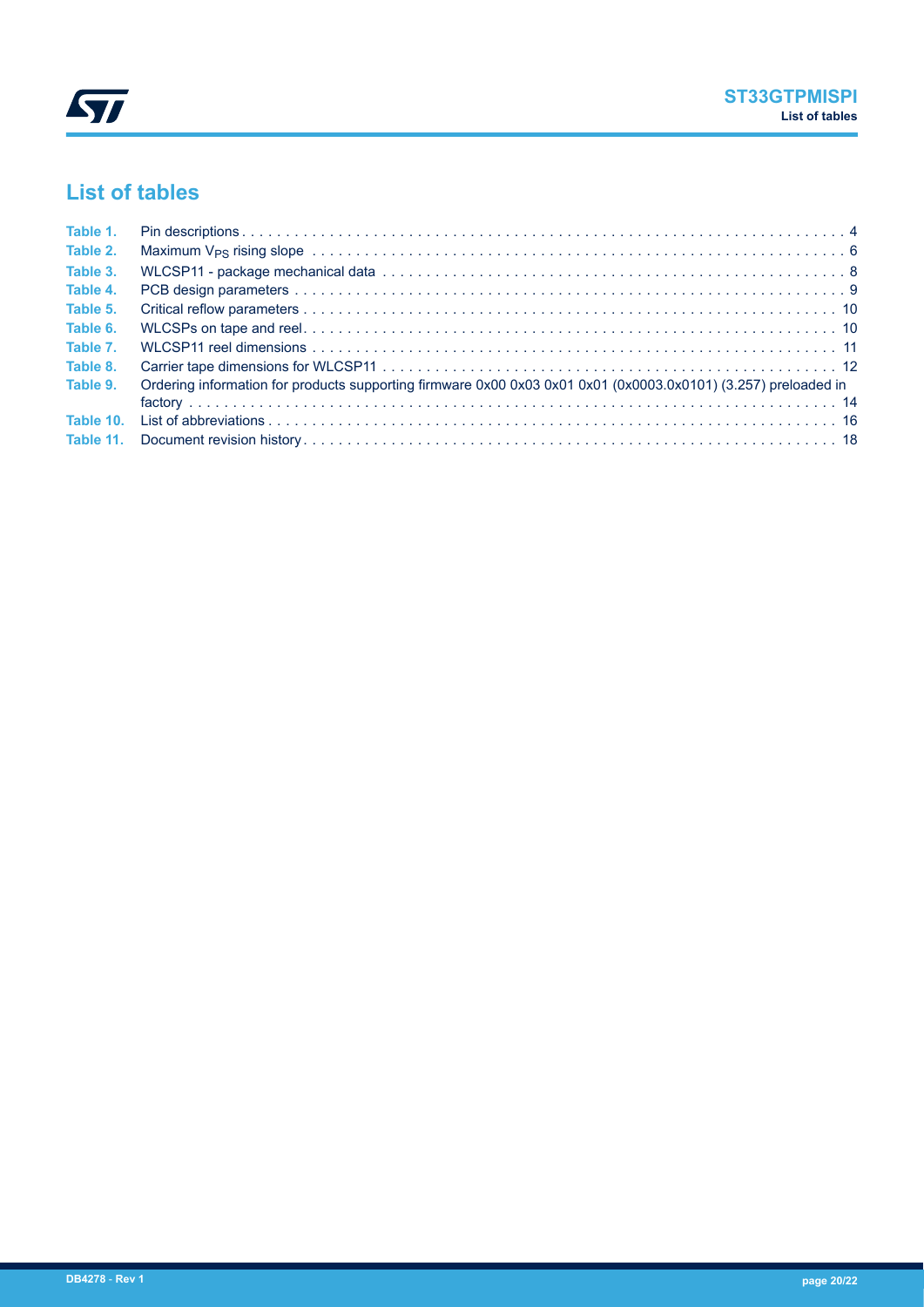## List of tables

| | | |
|---|---|---|
| Table 1. | Pin descriptions | 4 |
| Table 2. | Maximum $V_{PS}$ rising slope | 6 |
| Table 3. | WLCSP11 - package mechanical data | 8 |
| Table 4. | PCB design parameters | 9 |
| Table 5. | Critical reflow parameters | 10 |
| Table 6. | WLCSPs on tape and reel | 10 |
| Table 7. | WLCSP11 reel dimensions | 11 |
| Table 8. | Carrier tape dimensions for WLCSP11 | 12 |
| Table 9. | Ordering information for products supporting firmware 0x00 0x03 0x01 0x01 (0x0003.0x0101) (3.257) preloaded in factory | 14 |
| Table 10. | List of abbreviations | 16 |
| Table 11. | Document revision history | 18 |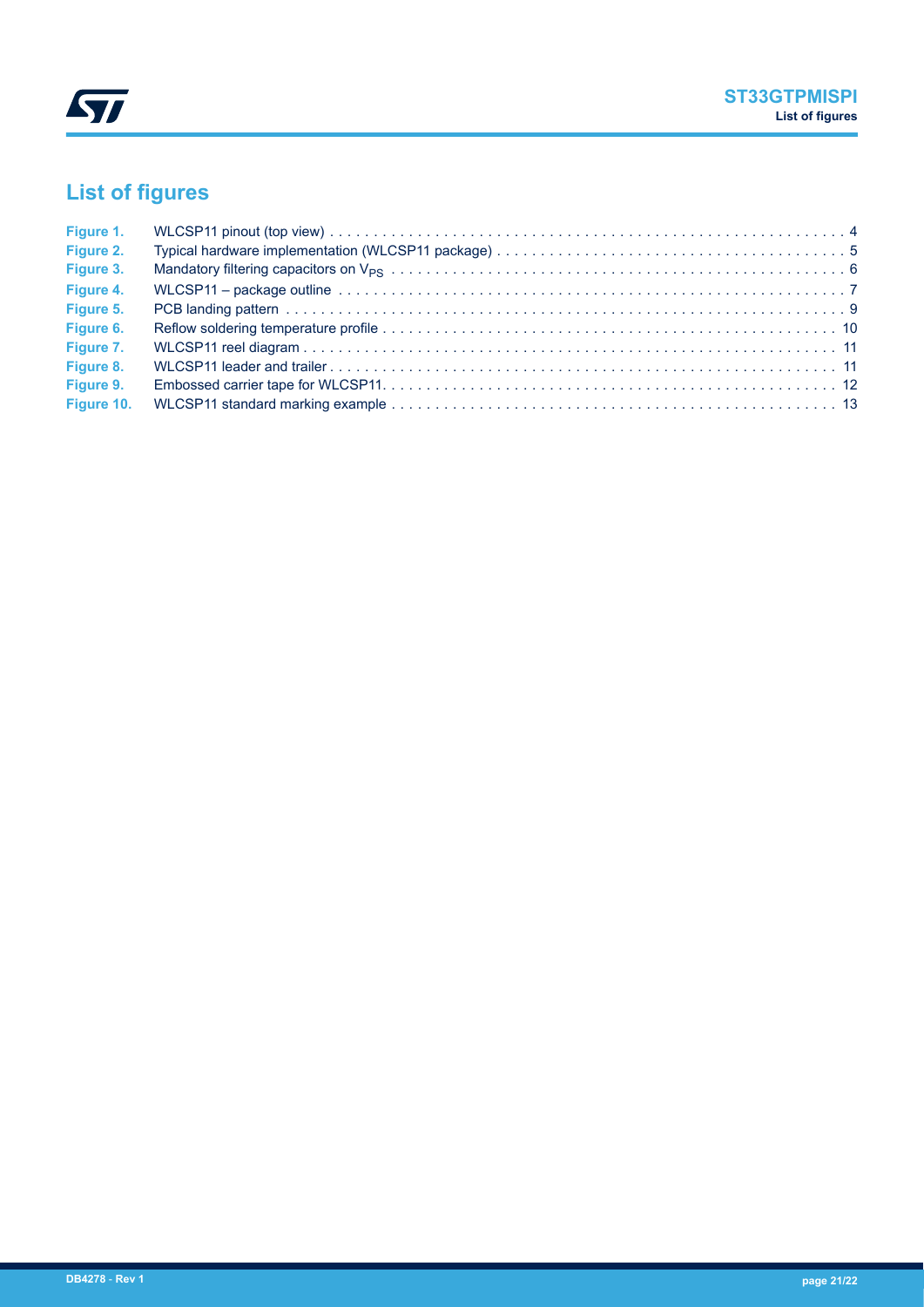# List of figures

| | | |
|---|---|---|
| **Figure 1.** | WLCSP11 pinout (top view) | 4 |
| **Figure 2.** | Typical hardware implementation (WLCSP11 package) | 5 |
| **Figure 3.** | Mandatory filtering capacitors on $V_{PS}$ | 6 |
| **Figure 4.** | WLCSP11 – package outline | 7 |
| **Figure 5.** | PCB landing pattern | 9 |
| **Figure 6.** | Reflow soldering temperature profile | 10 |
| **Figure 7.** | WLCSP11 reel diagram | 11 |
| **Figure 8.** | WLCSP11 leader and trailer | 11 |
| **Figure 9.** | Embossed carrier tape for WLCSP11 | 12 |
| **Figure 10.** | WLCSP11 standard marking example | 13 |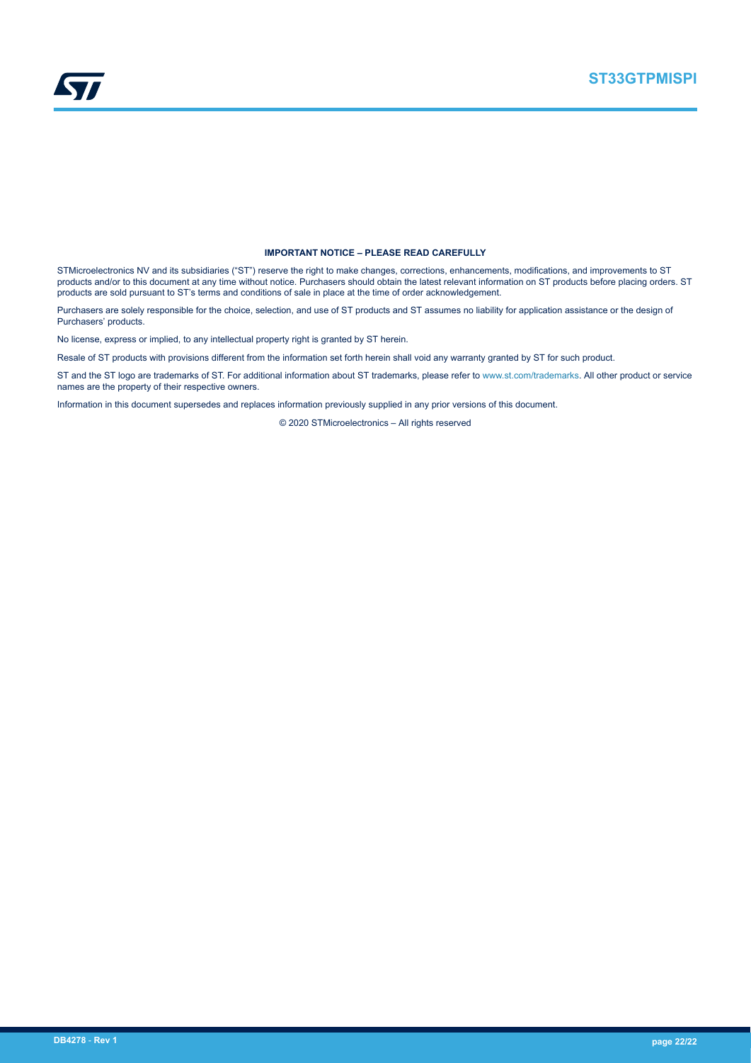**IMPORTANT NOTICE – PLEASE READ CAREFULLY**

STMicroelectronics NV and its subsidiaries ("ST") reserve the right to make changes, corrections, enhancements, modifications, and improvements to ST products and/or to this document at any time without notice. Purchasers should obtain the latest relevant information on ST products before placing orders. ST products are sold pursuant to ST's terms and conditions of sale in place at the time of order acknowledgement.

Purchasers are solely responsible for the choice, selection, and use of ST products and ST assumes no liability for application assistance or the design of Purchasers' products.

No license, express or implied, to any intellectual property right is granted by ST herein.

Resale of ST products with provisions different from the information set forth herein shall void any warranty granted by ST for such product.

ST and the ST logo are trademarks of ST. For additional information about ST trademarks, please refer to www.st.com/trademarks. All other product or service names are the property of their respective owners.

Information in this document supersedes and replaces information previously supplied in any prior versions of this document.

© 2020 STMicroelectronics – All rights reserved